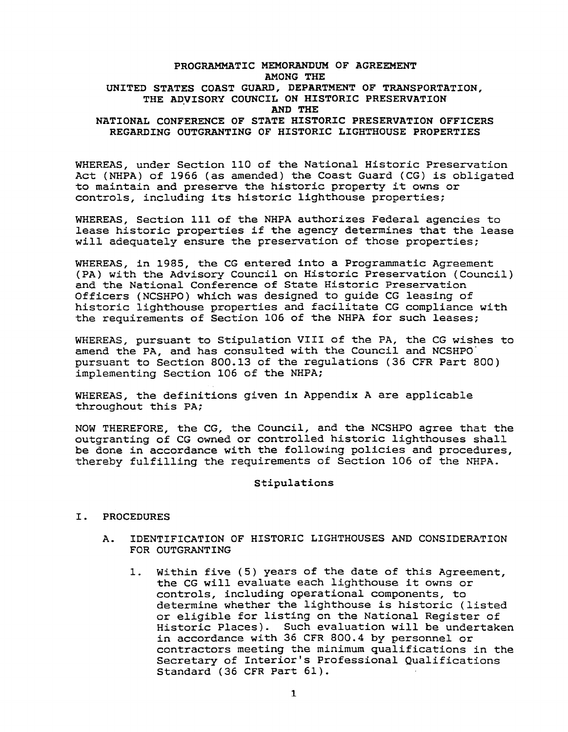# PROGRAMMATIC MEMORANDUM OF AGREEMENT AMONG THE UNITED STATES COAST GUARD, DEPARTMENT OF TRANSPORTATION, THE ADVISORY COUNCIL ON HISTORIC PRESERVATION AND THE NATIONAL CONFERENCE OF STATE HISTORIC PRESERVATION OFFICERS REGARDING OUTGRANTING OF HISTORIC LIGHTHOUSE PROPERTIES

WHEREAS, under Section 110 of the National Historic Preservation Act (NHPA) of 1966 (as amended) the Coast Guard (CG) is obligated to maintain and preserve the historic property it owns or controls, including its historic lighthouse properties;

WHEREAS, Section 111 of the NHPA authorizes Federal agencies to lease historic properties if the agency determines that the lease will adequately ensure the preservation of those properties;

WHEREAS, in 1985, the CG entered into a Programmatic Agreement (PA) with the Advisory Council on Historic Preservation (Council) and the National Conference of State Historic Preservation Officers (NCSHPO) which was designed to guide CG leasing of historic lighthouse properties and facilitate CG compliance with the requirements of Section 106 of the NHPA for such leases;

WHEREAS, pursuant to Stipulation VIII of the PA, the CG wishes to amend the PA, and has consulted with the Council and NCSHPO pursuant to Section 800.13 of the regulations (36 CFR Part 800) implementing Section 106 of the NHPA;

WHEREAS, the definitions given in Appendix A are applicable throughout this PA;

NOW THEREFORE, the CG, the Council, and the NCSHPO agree that the outgranting of CG owned or controlled historic lighthouses shall be done in accordance with the following policies and procedures, thereby fulfilling the requirements of Section 106 of the NHPA.

## Stipulations

### I. PROCEDURES

#### A. IDENTIFICATION OF HISTORIC LIGHTHOUSES AND CONSIDERATION FOR OUTGRANTING

1. Within five (5) years of the date of this Agreement, the CG will evaluate each lighthouse it owns or controls, including operational components, to determine whether the lighthouse is historic (listed or eligible for listing on the National Register of Historic Places). Such evaluation will be undertaken in accordance with 36 CFR 800.4 by personnel or contractors meeting the minimum qualifications in the Secretary of Interior's Professional Qualifications Standard (36 CFR Part 61).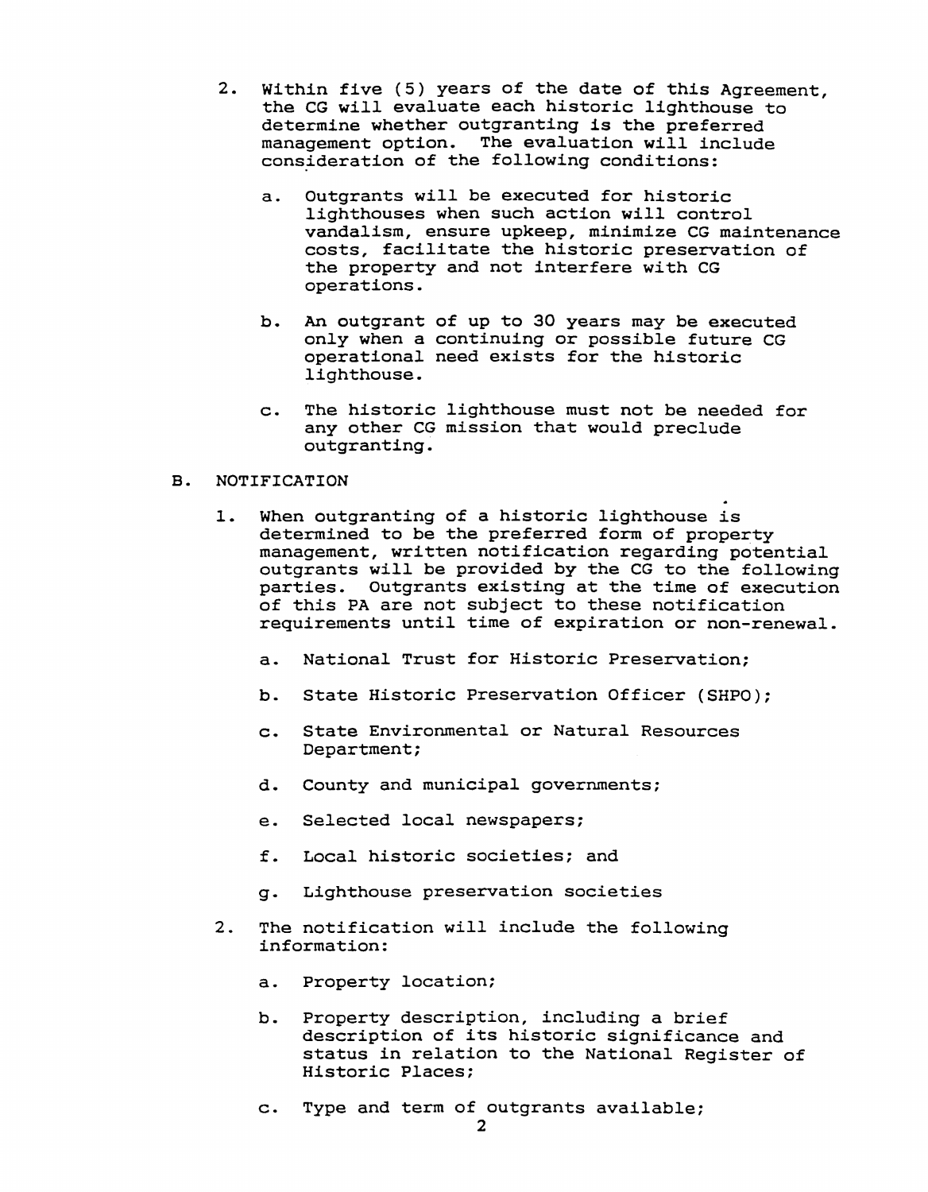2. Within five (5) years of the date of this Agreement, the CG will evaluate each historic lighthouse to determine whether outgranting is the preferred management option. The evaluation will include consideration of the following conditions:

   a. Outgrants will be executed for historic lighthouses when such action will control vandalism, ensure upkeep, minimize CG maintenance costs, facilitate the historic preservation of the property and not interfere with CG operations.

   b. An outgrant of up to 30 years may be executed only when a continuing or possible future CG operational need exists for the historic lighthouse.

   c. The historic lighthouse must not be needed for any other CG mission that would preclude outgranting.

B. NOTIFICATION

1. When outgranting of a historic lighthouse is determined to be the preferred form of property management, written notification regarding potential outgrants will be provided by the CG to the following parties. Outgrants existing at the time of execution of this PA are not subject to these notification requirements until time of expiration or non-renewal.

   a. National Trust for Historic Preservation;

   b. State Historic Preservation Officer (SHPO);

   c. State Environmental or Natural Resources Department;

   d. County and municipal governments;

   e. Selected local newspapers;

   f. Local historic societies; and

   g. Lighthouse preservation societies

2. The notification will include the following information:

   a. Property location;

   b. Property description, including a brief description of its historic significance and status in relation to the National Register of Historic Places;

   c. Type and term of outgrants available;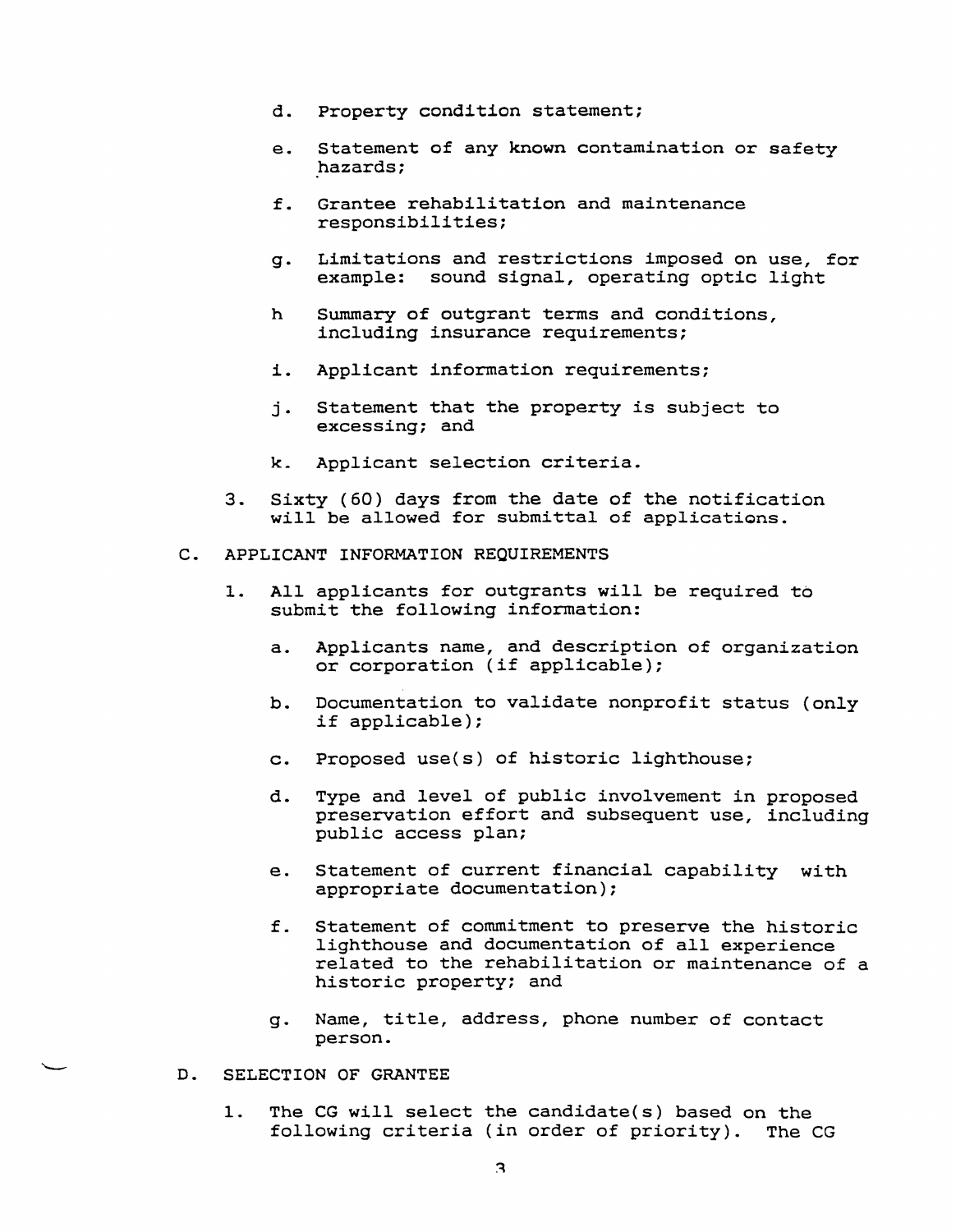d. Property condition statement;

e. Statement of any known contamination or safety hazards;

f. Grantee rehabilitation and maintenance responsibilities;

g. Limitations and restrictions imposed on use, for example: sound signal, operating optic light

h Summary of outgrant terms and conditions, including insurance requirements;

i. Applicant information requirements;

j. Statement that the property is subject to excessing; and

k. Applicant selection criteria.

3. Sixty (60) days from the date of the notification will be allowed for submittal of applications.

C. APPLICANT INFORMATION REQUIREMENTS

1. All applicants for outgrants will be required to submit the following information:

   a. Applicants name, and description of organization or corporation (if applicable);

   b. Documentation to validate nonprofit status (only if applicable);

   c. Proposed use(s) of historic lighthouse;

   d. Type and level of public involvement in proposed preservation effort and subsequent use, including public access plan;

   e. Statement of current financial capability with appropriate documentation);

   f. Statement of commitment to preserve the historic lighthouse and documentation of all experience related to the rehabilitation or maintenance of a historic property; and

   g. Name, title, address, phone number of contact person.

D. SELECTION OF GRANTEE

1. The CG will select the candidate(s) based on the following criteria (in order of priority). The CG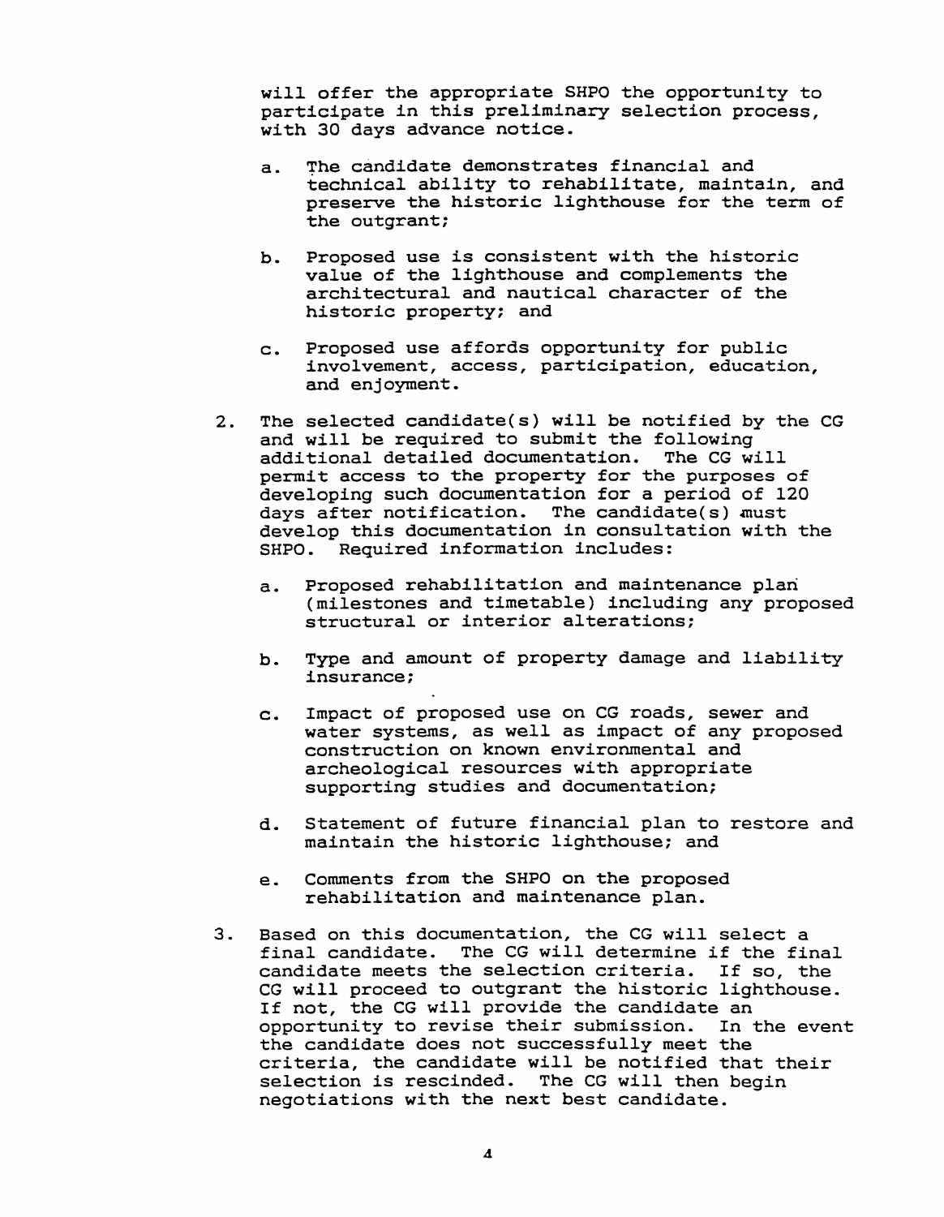will offer the appropriate SHPO the opportunity to participate in this preliminary selection process, with 30 days advance notice.

a. The candidate demonstrates financial and technical ability to rehabilitate, maintain, and preserve the historic lighthouse for the term of the outgrant;

b. Proposed use is consistent with the historic value of the lighthouse and complements the architectural and nautical character of the historic property; and

c. Proposed use affords opportunity for public involvement, access, participation, education, and enjoyment.

2. The selected candidate(s) will be notified by the CG and will be required to submit the following additional detailed documentation. The CG will permit access to the property for the purposes of developing such documentation for a period of 120 days after notification. The candidate(s) must develop this documentation in consultation with the SHPO. Required information includes:

   a. Proposed rehabilitation and maintenance plan (milestones and timetable) including any proposed structural or interior alterations;

   b. Type and amount of property damage and liability insurance;

   c. Impact of proposed use on CG roads, sewer and water systems, as well as impact of any proposed construction on known environmental and archeological resources with appropriate supporting studies and documentation;

   d. Statement of future financial plan to restore and maintain the historic lighthouse; and

   e. Comments from the SHPO on the proposed rehabilitation and maintenance plan.

3. Based on this documentation, the CG will select a final candidate. The CG will determine if the final candidate meets the selection criteria. If so, the CG will proceed to outgrant the historic lighthouse. If not, the CG will provide the candidate an opportunity to revise their submission. In the event the candidate does not successfully meet the criteria, the candidate will be notified that their selection is rescinded. The CG will then begin negotiations with the next best candidate.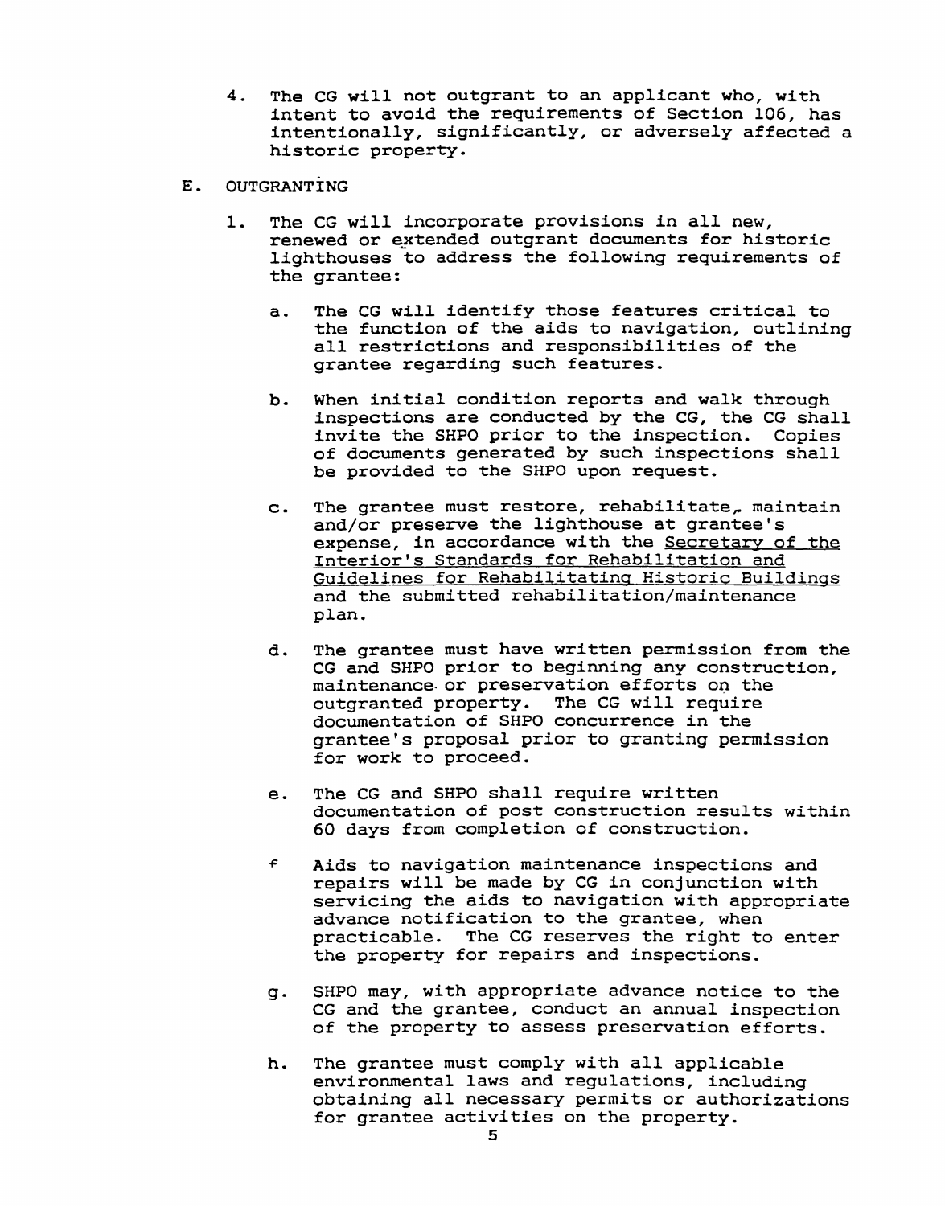4. The CG will not outgrant to an applicant who, with intent to avoid the requirements of Section 106, has intentionally, significantly, or adversely affected a historic property.

E. OUTGRANTING

1. The CG will incorporate provisions in all new, renewed or extended outgrant documents for historic lighthouses to address the following requirements of the grantee:

   a. The CG will identify those features critical to the function of the aids to navigation, outlining all restrictions and responsibilities of the grantee regarding such features.

   b. When initial condition reports and walk through inspections are conducted by the CG, the CG shall invite the SHPO prior to the inspection. Copies of documents generated by such inspections shall be provided to the SHPO upon request.

   c. The grantee must restore, rehabilitate, maintain and/or preserve the lighthouse at grantee's expense, in accordance with the <u>Secretary of the Interior's Standards for Rehabilitation and Guidelines for Rehabilitating Historic Buildings</u> and the submitted rehabilitation/maintenance plan.

   d. The grantee must have written permission from the CG and SHPO prior to beginning any construction, maintenance or preservation efforts on the outgranted property. The CG will require documentation of SHPO concurrence in the grantee's proposal prior to granting permission for work to proceed.

   e. The CG and SHPO shall require written documentation of post construction results within 60 days from completion of construction.

   f. Aids to navigation maintenance inspections and repairs will be made by CG in conjunction with servicing the aids to navigation with appropriate advance notification to the grantee, when practicable. The CG reserves the right to enter the property for repairs and inspections.

   g. SHPO may, with appropriate advance notice to the CG and the grantee, conduct an annual inspection of the property to assess preservation efforts.

   h. The grantee must comply with all applicable environmental laws and regulations, including obtaining all necessary permits or authorizations for grantee activities on the property.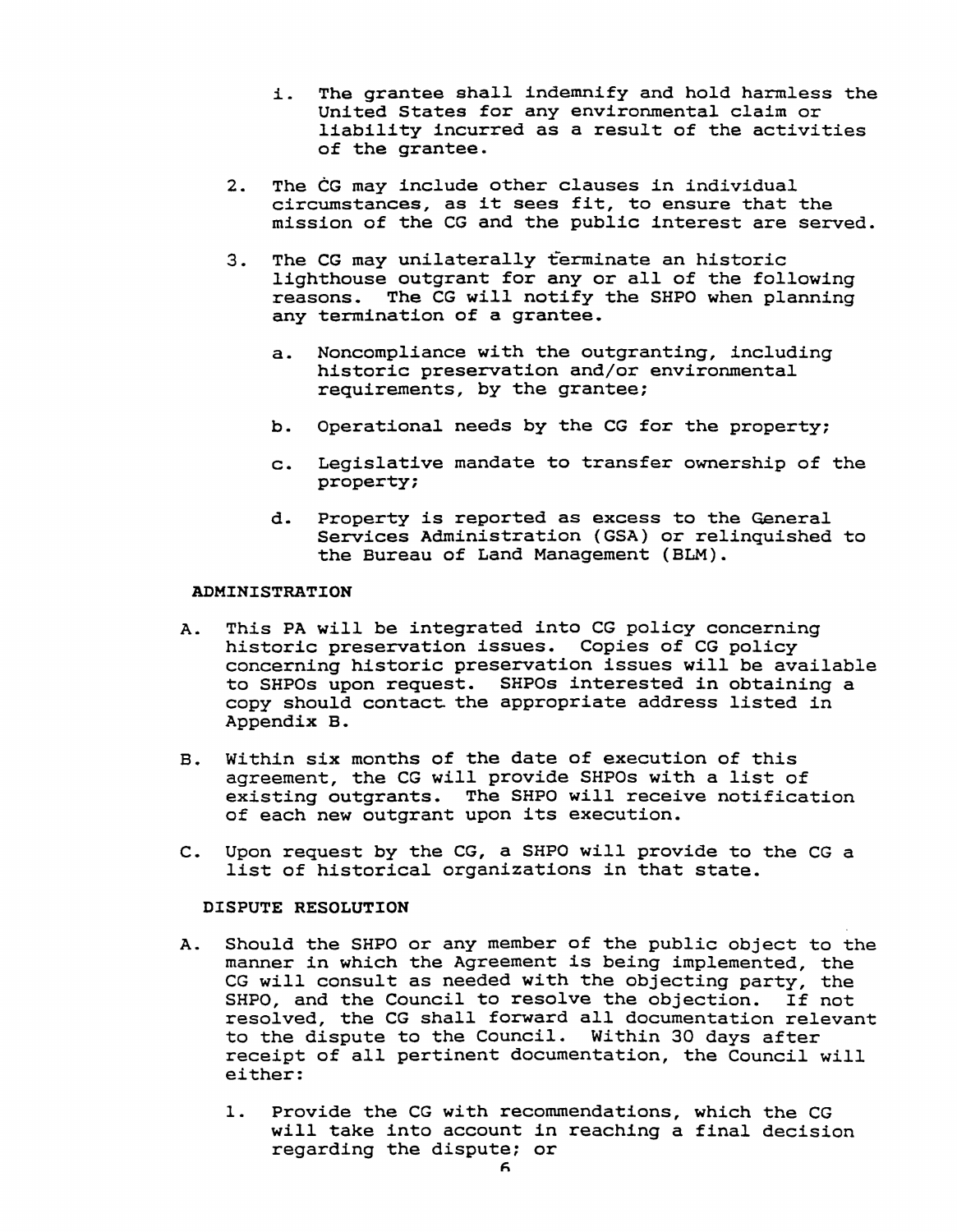i. The grantee shall indemnify and hold harmless the United States for any environmental claim or liability incurred as a result of the activities of the grantee.

2. The CG may include other clauses in individual circumstances, as it sees fit, to ensure that the mission of the CG and the public interest are served.

3. The CG may unilaterally terminate an historic lighthouse outgrant for any or all of the following reasons. The CG will notify the SHPO when planning any termination of a grantee.

   a. Noncompliance with the outgranting, including historic preservation and/or environmental requirements, by the grantee;

   b. Operational needs by the CG for the property;

   c. Legislative mandate to transfer ownership of the property;

   d. Property is reported as excess to the General Services Administration (GSA) or relinquished to the Bureau of Land Management (BLM).

## ADMINISTRATION

A. This PA will be integrated into CG policy concerning historic preservation issues. Copies of CG policy concerning historic preservation issues will be available to SHPOs upon request. SHPOs interested in obtaining a copy should contact the appropriate address listed in Appendix B.

B. Within six months of the date of execution of this agreement, the CG will provide SHPOs with a list of existing outgrants. The SHPO will receive notification of each new outgrant upon its execution.

C. Upon request by the CG, a SHPO will provide to the CG a list of historical organizations in that state.

## DISPUTE RESOLUTION

A. Should the SHPO or any member of the public object to the manner in which the Agreement is being implemented, the CG will consult as needed with the objecting party, the SHPO, and the Council to resolve the objection. If not resolved, the CG shall forward all documentation relevant to the dispute to the Council. Within 30 days after receipt of all pertinent documentation, the Council will either:

   1. Provide the CG with recommendations, which the CG will take into account in reaching a final decision regarding the dispute; or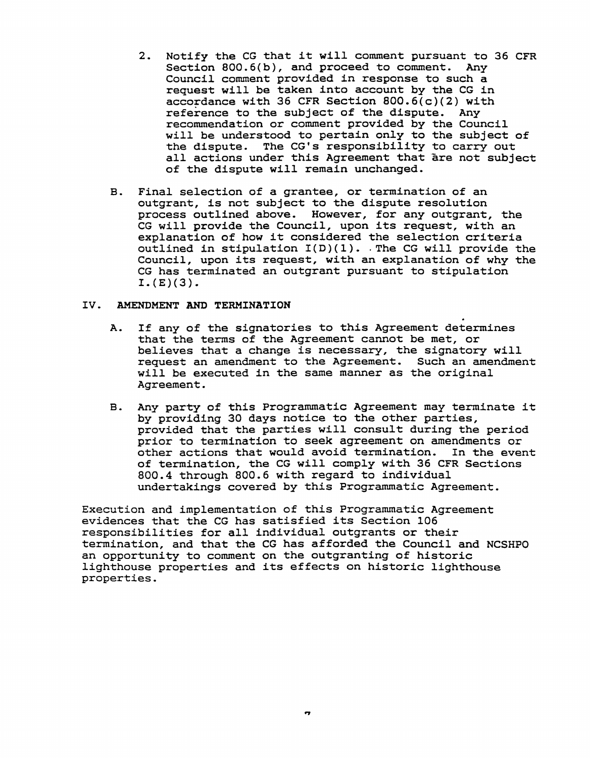2. Notify the CG that it will comment pursuant to 36 CFR Section 800.6(b), and proceed to comment. Any Council comment provided in response to such a request will be taken into account by the CG in accordance with 36 CFR Section 800.6(c)(2) with reference to the subject of the dispute. Any recommendation or comment provided by the Council will be understood to pertain only to the subject of the dispute. The CG's responsibility to carry out all actions under this Agreement that are not subject of the dispute will remain unchanged.

B. Final selection of a grantee, or termination of an outgrant, is not subject to the dispute resolution process outlined above. However, for any outgrant, the CG will provide the Council, upon its request, with an explanation of how it considered the selection criteria outlined in stipulation I(D)(1). The CG will provide the Council, upon its request, with an explanation of why the CG has terminated an outgrant pursuant to stipulation I.(E)(3).

## IV. AMENDMENT AND TERMINATION

A. If any of the signatories to this Agreement determines that the terms of the Agreement cannot be met, or believes that a change is necessary, the signatory will request an amendment to the Agreement. Such an amendment will be executed in the same manner as the original Agreement.

B. Any party of this Programmatic Agreement may terminate it by providing 30 days notice to the other parties, provided that the parties will consult during the period prior to termination to seek agreement on amendments or other actions that would avoid termination. In the event of termination, the CG will comply with 36 CFR Sections 800.4 through 800.6 with regard to individual undertakings covered by this Programmatic Agreement.

Execution and implementation of this Programmatic Agreement evidences that the CG has satisfied its Section 106 responsibilities for all individual outgrants or their termination, and that the CG has afforded the Council and NCSHPO an opportunity to comment on the outgranting of historic lighthouse properties and its effects on historic lighthouse properties.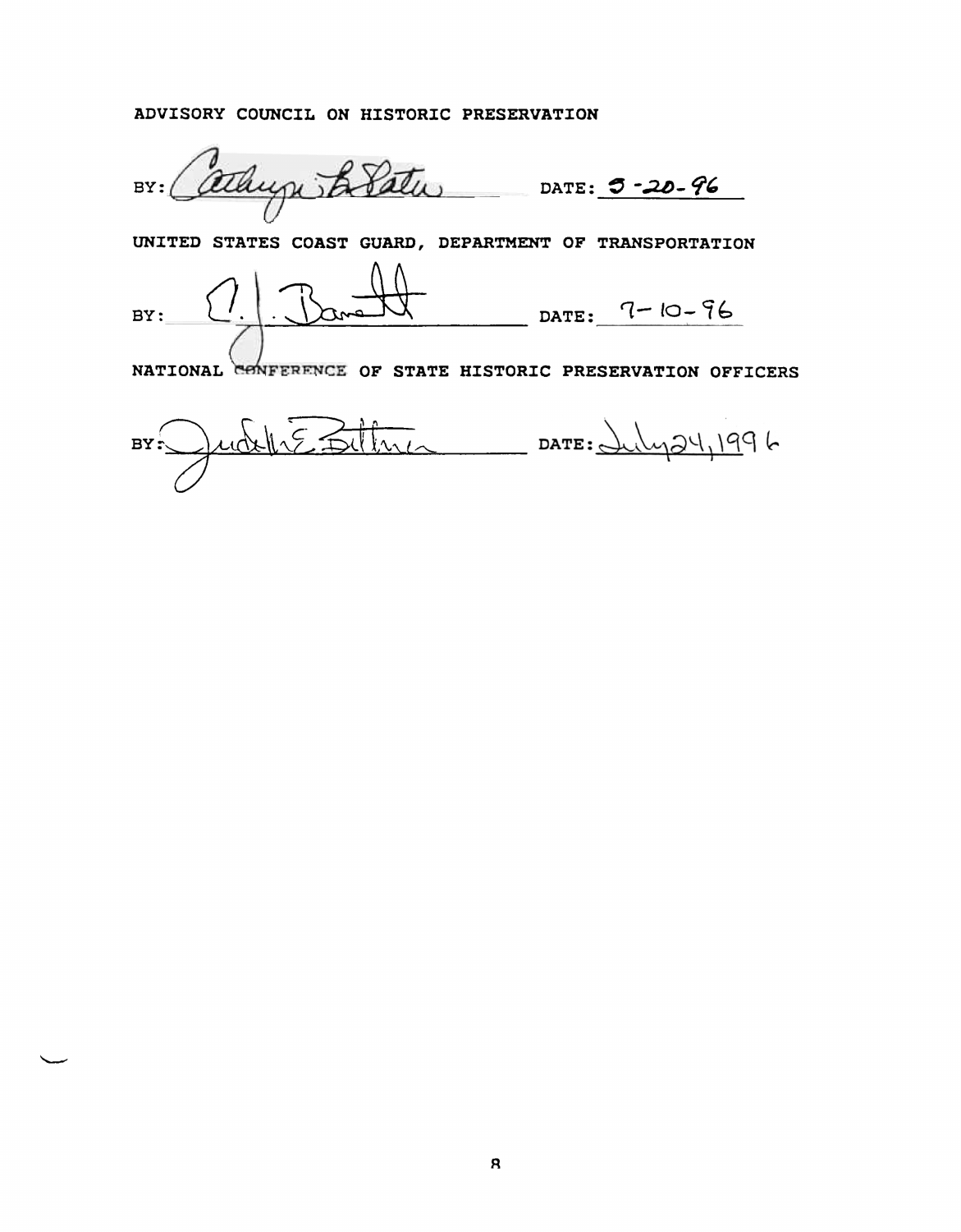ADVISORY COUNCIL ON HISTORIC PRESERVATION

BY: Cathryn B. Slater DATE: 5-20-96

UNITED STATES COAST GUARD, DEPARTMENT OF TRANSPORTATION

BY: C. J. Barrett DATE: 7-10-96

NATIONAL CONFERENCE OF STATE HISTORIC PRESERVATION OFFICERS

BY: Judith E. Bittner DATE: July 24, 1996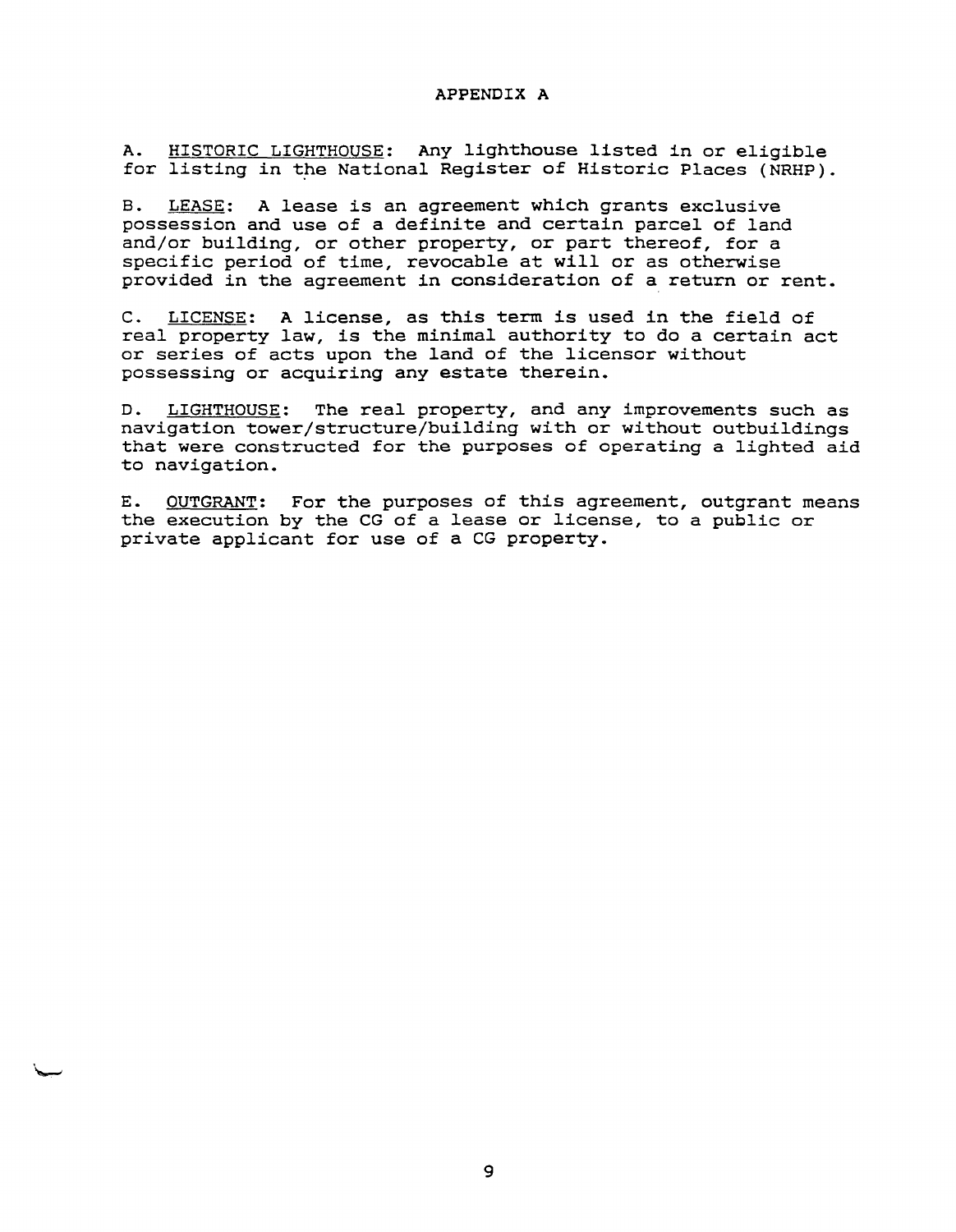# APPENDIX A

A. <u>HISTORIC LIGHTHOUSE</u>: Any lighthouse listed in or eligible for listing in the National Register of Historic Places (NRHP).

B. <u>LEASE</u>: A lease is an agreement which grants exclusive possession and use of a definite and certain parcel of land and/or building, or other property, or part thereof, for a specific period of time, revocable at will or as otherwise provided in the agreement in consideration of a return or rent.

C. <u>LICENSE</u>: A license, as this term is used in the field of real property law, is the minimal authority to do a certain act or series of acts upon the land of the licensor without possessing or acquiring any estate therein.

D. <u>LIGHTHOUSE</u>: The real property, and any improvements such as navigation tower/structure/building with or without outbuildings that were constructed for the purposes of operating a lighted aid to navigation.

E. <u>OUTGRANT</u>: For the purposes of this agreement, outgrant means the execution by the CG of a lease or license, to a public or private applicant for use of a CG property.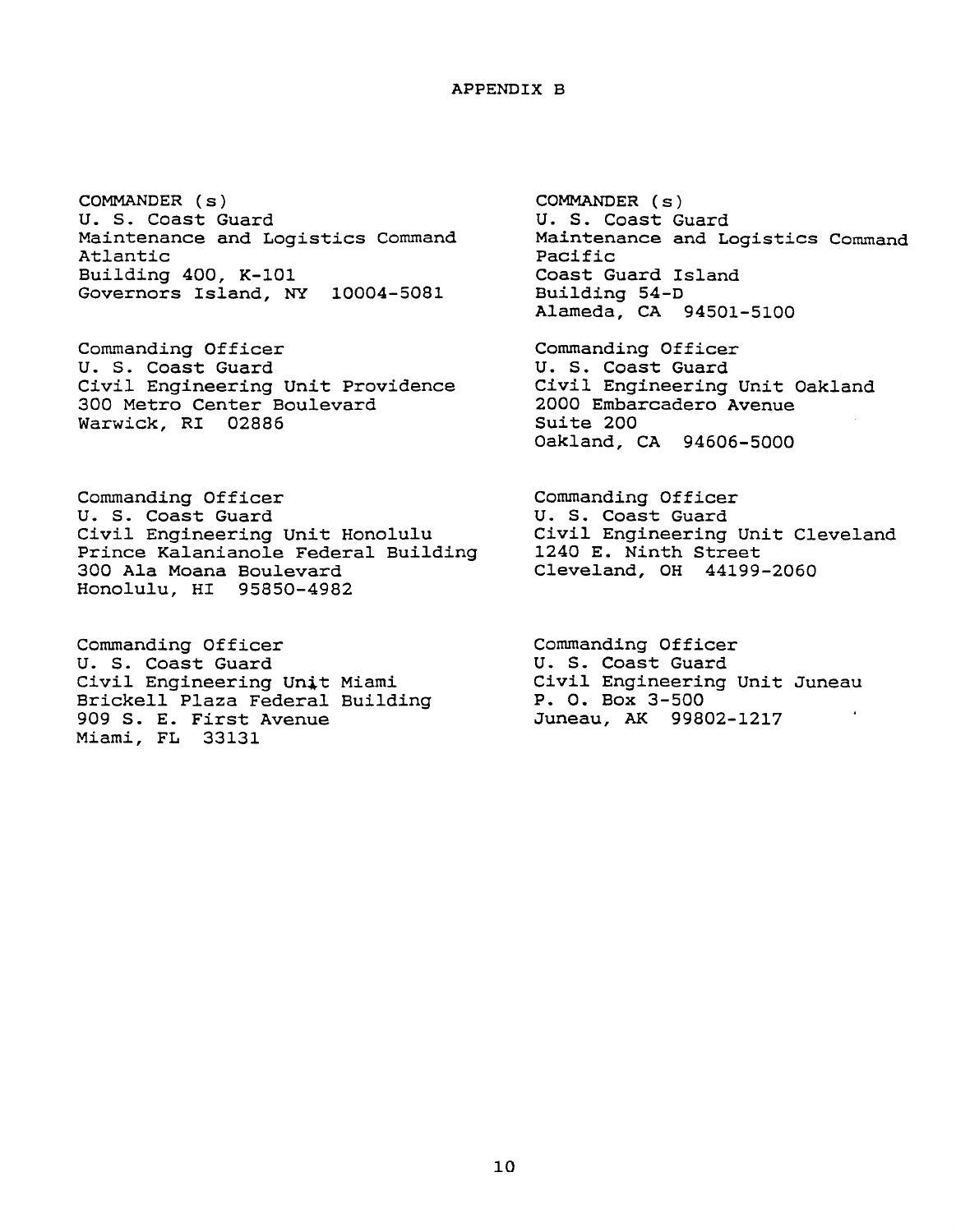# APPENDIX B

COMMANDER (s)
U. S. Coast Guard
Maintenance and Logistics Command Atlantic
Building 400, K-101
Governors Island, NY 10004-5081

COMMANDER (s)
U. S. Coast Guard
Maintenance and Logistics Command Pacific
Coast Guard Island
Building 54-D
Alameda, CA 94501-5100

Commanding Officer
U. S. Coast Guard
Civil Engineering Unit Providence
300 Metro Center Boulevard
Warwick, RI 02886

Commanding Officer
U. S. Coast Guard
Civil Engineering Unit Oakland
2000 Embarcadero Avenue
Suite 200
Oakland, CA 94606-5000

Commanding Officer
U. S. Coast Guard
Civil Engineering Unit Honolulu
Prince Kalanianole Federal Building
300 Ala Moana Boulevard
Honolulu, HI 95850-4982

Commanding Officer
U. S. Coast Guard
Civil Engineering Unit Cleveland
1240 E. Ninth Street
Cleveland, OH 44199-2060

Commanding Officer
U. S. Coast Guard
Civil Engineering Unit Miami
Brickell Plaza Federal Building
909 S. E. First Avenue
Miami, FL 33131

Commanding Officer
U. S. Coast Guard
Civil Engineering Unit Juneau
P. O. Box 3-500
Juneau, AK 99802-1217